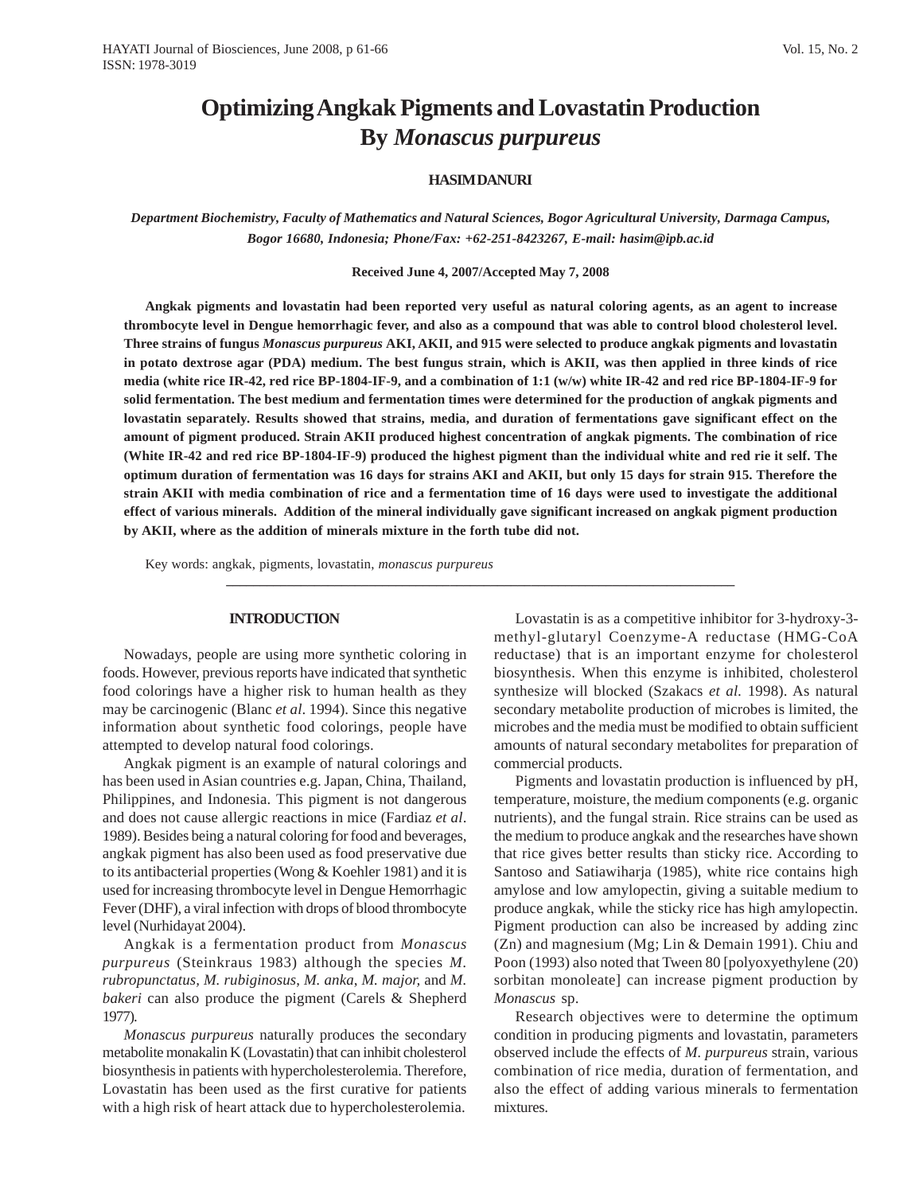# Optimizing Angkak Pigments and Lovastatin Production By *Monascus purpureus*

**HASIM DANURI**

***Department Biochemistry, Faculty of Mathematics and Natural Sciences, Bogor Agricultural University, Darmaga Campus, Bogor 16680, Indonesia; Phone/Fax: +62-251-8423267, E-mail: hasim@ipb.ac.id***

**Received June 4, 2007/Accepted May 7, 2008**

**Angkak pigments and lovastatin had been reported very useful as natural coloring agents, as an agent to increase thrombocyte level in Dengue hemorrhagic fever, and also as a compound that was able to control blood cholesterol level. Three strains of fungus *Monascus purpureus* AKI, AKII, and 915 were selected to produce angkak pigments and lovastatin in potato dextrose agar (PDA) medium. The best fungus strain, which is AKII, was then applied in three kinds of rice media (white rice IR-42, red rice BP-1804-IF-9, and a combination of 1:1 (w/w) white IR-42 and red rice BP-1804-IF-9 for solid fermentation. The best medium and fermentation times were determined for the production of angkak pigments and lovastatin separately. Results showed that strains, media, and duration of fermentations gave significant effect on the amount of pigment produced. Strain AKII produced highest concentration of angkak pigments. The combination of rice (White IR-42 and red rice BP-1804-IF-9) produced the highest pigment than the individual white and red rie it self. The optimum duration of fermentation was 16 days for strains AKI and AKII, but only 15 days for strain 915. Therefore the strain AKII with media combination of rice and a fermentation time of 16 days were used to investigate the additional effect of various minerals. Addition of the mineral individually gave significant increased on angkak pigment production by AKII, where as the addition of minerals mixture in the forth tube did not.**

Key words: angkak, pigments, lovastatin, *monascus purpureus*

---

## INTRODUCTION

Nowadays, people are using more synthetic coloring in foods. However, previous reports have indicated that synthetic food colorings have a higher risk to human health as they may be carcinogenic (Blanc *et al*. 1994). Since this negative information about synthetic food colorings, people have attempted to develop natural food colorings.

Angkak pigment is an example of natural colorings and has been used in Asian countries e.g. Japan, China, Thailand, Philippines, and Indonesia. This pigment is not dangerous and does not cause allergic reactions in mice (Fardiaz *et al*. 1989). Besides being a natural coloring for food and beverages, angkak pigment has also been used as food preservative due to its antibacterial properties (Wong & Koehler 1981) and it is used for increasing thrombocyte level in Dengue Hemorrhagic Fever (DHF), a viral infection with drops of blood thrombocyte level (Nurhidayat 2004).

Angkak is a fermentation product from *Monascus purpureus* (Steinkraus 1983) although the species *M. rubropunctatus, M. rubiginosus*, *M. anka*, *M. major,* and *M. bakeri* can also produce the pigment (Carels & Shepherd 1977).

*Monascus purpureus* naturally produces the secondary metabolite monakalin K (Lovastatin) that can inhibit cholesterol biosynthesis in patients with hypercholesterolemia. Therefore, Lovastatin has been used as the first curative for patients with a high risk of heart attack due to hypercholesterolemia.

Lovastatin is as a competitive inhibitor for 3-hydroxy-3-methyl-glutaryl Coenzyme-A reductase (HMG-CoA reductase) that is an important enzyme for cholesterol biosynthesis. When this enzyme is inhibited, cholesterol synthesize will blocked (Szakacs *et al.* 1998). As natural secondary metabolite production of microbes is limited, the microbes and the media must be modified to obtain sufficient amounts of natural secondary metabolites for preparation of commercial products.

Pigments and lovastatin production is influenced by pH, temperature, moisture, the medium components (e.g. organic nutrients), and the fungal strain. Rice strains can be used as the medium to produce angkak and the researches have shown that rice gives better results than sticky rice. According to Santoso and Satiawiharja (1985), white rice contains high amylose and low amylopectin, giving a suitable medium to produce angkak, while the sticky rice has high amylopectin. Pigment production can also be increased by adding zinc (Zn) and magnesium (Mg; Lin & Demain 1991). Chiu and Poon (1993) also noted that Tween 80 [polyoxyethylene (20) sorbitan monoleate] can increase pigment production by *Monascus* sp.

Research objectives were to determine the optimum condition in producing pigments and lovastatin, parameters observed include the effects of *M. purpureus* strain, various combination of rice media, duration of fermentation, and also the effect of adding various minerals to fermentation mixtures.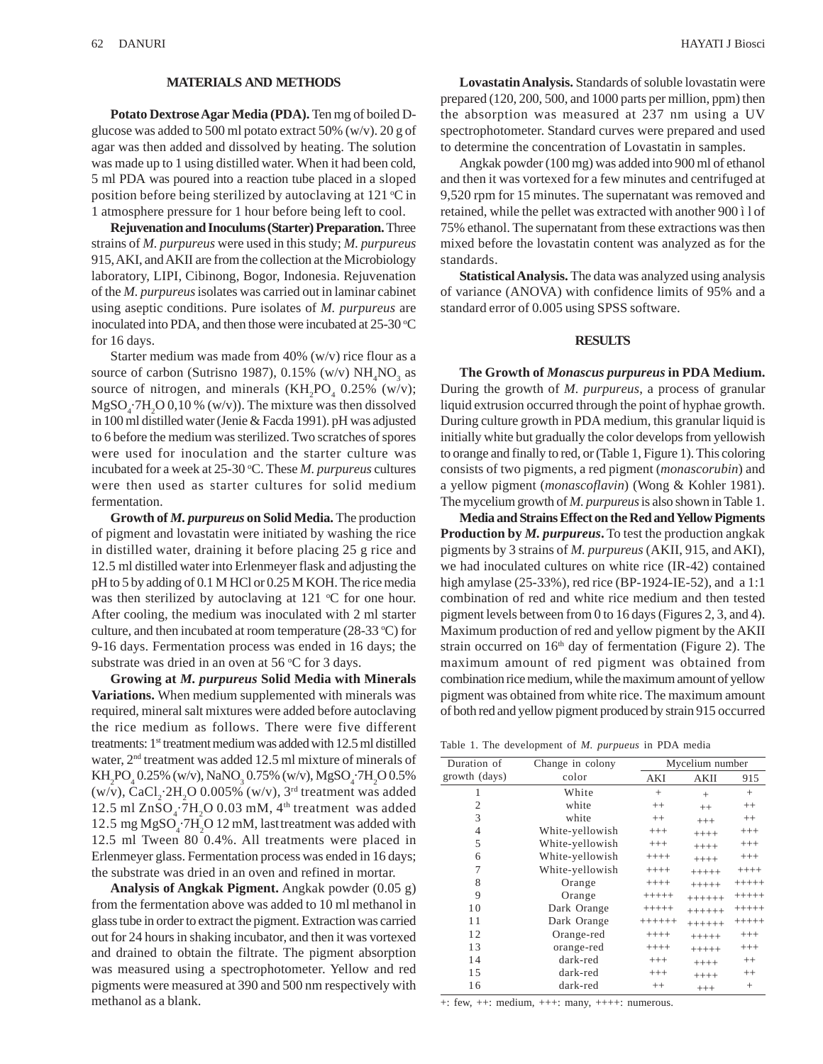## MATERIALS AND METHODS

**Potato Dextrose Agar Media (PDA).** Ten mg of boiled D-glucose was added to 500 ml potato extract 50% (w/v). 20 g of agar was then added and dissolved by heating. The solution was made up to 1 using distilled water. When it had been cold, 5 ml PDA was poured into a reaction tube placed in a sloped position before being sterilized by autoclaving at 121 $^oC$ in 1 atmosphere pressure for 1 hour before being left to cool.

**Rejuvenation and Inoculums (Starter) Preparation.** Three strains of *M. purpureus* were used in this study; *M. purpureus* 915, AKI, and AKII are from the collection at the Microbiology laboratory, LIPI, Cibinong, Bogor, Indonesia. Rejuvenation of the *M. purpureus* isolates was carried out in laminar cabinet using aseptic conditions. Pure isolates of *M. purpureus* are inoculated into PDA, and then those were incubated at 25-30 $^oC$ for 16 days.

Starter medium was made from 40% (w/v) rice flour as a source of carbon (Sutrisno 1987), 0.15% (w/v) $NH_4NO_3$ as source of nitrogen, and minerals ($KH_2PO_4$ 0.25% (w/v); $MgSO_4{\cdot}7H_2O$ 0,10 % (w/v)). The mixture was then dissolved in 100 ml distilled water (Jenie & Facda 1991). pH was adjusted to 6 before the medium was sterilized. Two scratches of spores were used for inoculation and the starter culture was incubated for a week at 25-30 $^oC$. These *M. purpureus* cultures were then used as starter cultures for solid medium fermentation.

**Growth of *M. purpureus* on Solid Media.** The production of pigment and lovastatin were initiated by washing the rice in distilled water, draining it before placing 25 g rice and 12.5 ml distilled water into Erlenmeyer flask and adjusting the pH to 5 by adding of 0.1 M HCl or 0.25 M KOH. The rice media was then sterilized by autoclaving at 121 $^oC$ for one hour. After cooling, the medium was inoculated with 2 ml starter culture, and then incubated at room temperature (28-33 $^oC$) for 9-16 days. Fermentation process was ended in 16 days; the substrate was dried in an oven at 56 $^oC$ for 3 days.

**Growing at *M. purpureus* Solid Media with Minerals Variations.** When medium supplemented with minerals was required, mineral salt mixtures were added before autoclaving the rice medium as follows. There were five different treatments: 1st treatment medium was added with 12.5 ml distilled water, 2nd treatment was added 12.5 ml mixture of minerals of $KH_2PO_4$ 0.25% (w/v), $NaNO_3$ 0.75% (w/v), $MgSO_4{\cdot}7H_2O$ 0.5% (w/v), $CaCl_2{\cdot}2H_2O$ 0.005% (w/v), 3rd treatment was added 12.5 ml $ZnSO_4{\cdot}7H_2O$ 0.03 mM, 4th treatment was added 12.5 mg $MgSO_4{\cdot}7H_2O$ 12 mM, last treatment was added with 12.5 ml Tween 80 0.4%. All treatments were placed in Erlenmeyer glass. Fermentation process was ended in 16 days; the substrate was dried in an oven and refined in mortar.

**Analysis of Angkak Pigment.** Angkak powder (0.05 g) from the fermentation above was added to 10 ml methanol in glass tube in order to extract the pigment. Extraction was carried out for 24 hours in shaking incubator, and then it was vortexed and drained to obtain the filtrate. The pigment absorption was measured using a spectrophotometer. Yellow and red pigments were measured at 390 and 500 nm respectively with methanol as a blank.

**Lovastatin Analysis.** Standards of soluble lovastatin were prepared (120, 200, 500, and 1000 parts per million, ppm) then the absorption was measured at 237 nm using a UV spectrophotometer. Standard curves were prepared and used to determine the concentration of Lovastatin in samples.

Angkak powder (100 mg) was added into 900 ml of ethanol and then it was vortexed for a few minutes and centrifuged at 9,520 rpm for 15 minutes. The supernatant was removed and retained, while the pellet was extracted with another 900 ì l of 75% ethanol. The supernatant from these extractions was then mixed before the lovastatin content was analyzed as for the standards.

**Statistical Analysis.** The data was analyzed using analysis of variance (ANOVA) with confidence limits of 95% and a standard error of 0.005 using SPSS software.

## RESULTS

**The Growth of *Monascus purpureus* in PDA Medium.** During the growth of *M. purpureus*, a process of granular liquid extrusion occurred through the point of hyphae growth. During culture growth in PDA medium, this granular liquid is initially white but gradually the color develops from yellowish to orange and finally to red, or (Table 1, Figure 1). This coloring consists of two pigments, a red pigment (*monascorubin*) and a yellow pigment (*monascoflavin*) (Wong & Kohler 1981). The mycelium growth of *M. purpureus* is also shown in Table 1.

**Media and Strains Effect on the Red and Yellow Pigments Production by *M. purpureus*.** To test the production angkak pigments by 3 strains of *M. purpureus* (AKII, 915, and AKI), we had inoculated cultures on white rice (IR-42) contained high amylase (25-33%), red rice (BP-1924-IE-52), and a 1:1 combination of red and white rice medium and then tested pigment levels between from 0 to 16 days (Figures 2, 3, and 4). Maximum production of red and yellow pigment by the AKII strain occurred on 16th day of fermentation (Figure 2). The maximum amount of red pigment was obtained from combination rice medium, while the maximum amount of yellow pigment was obtained from white rice. The maximum amount of both red and yellow pigment produced by strain 915 occurred

Table 1. The development of *M. purpueus* in PDA media

| Duration of growth (days) | Change in colony color | Mycelium number | | |
|---|---|---|---|---|
| | | AKI | AKII | 915 |
| 1 | White | + | + | + |
| 2 | white | ++ | ++ | ++ |
| 3 | white | ++ | +++ | ++ |
| 4 | White-yellowish | +++ | ++++ | +++ |
| 5 | White-yellowish | +++ | ++++ | +++ |
| 6 | White-yellowish | ++++ | ++++ | +++ |
| 7 | White-yellowish | ++++ | +++++ | ++++ |
| 8 | Orange | ++++ | +++++ | +++++ |
| 9 | Orange | +++++ | ++++++ | +++++ |
| 10 | Dark Orange | +++++ | ++++++ | +++++ |
| 11 | Dark Orange | ++++++ | ++++++ | +++++ |
| 12 | Orange-red | ++++ | +++++ | +++ |
| 13 | orange-red | ++++ | +++++ | +++ |
| 14 | dark-red | +++ | ++++ | ++ |
| 15 | dark-red | +++ | ++++ | ++ |
| 16 | dark-red | ++ | +++ | + |

+: few, ++: medium, +++: many, ++++: numerous.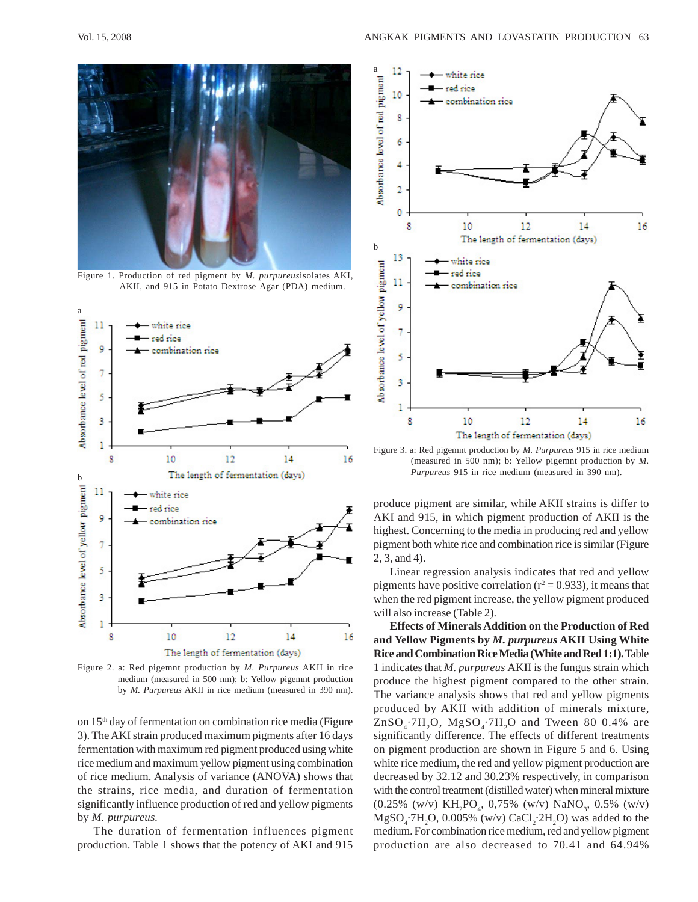Figure 1. Production of red pigment by *M. purpureus*isolates AKI, AKII, and 915 in Potato Dextrose Agar (PDA) medium.

a

Absorbance level of red pigment

11
9
7
5
3
1

8 10 12 14 16

The length of fermentation (days)

white rice
red rice
combination rice

b

Absorbance level of yellow pigment

11
9
7
5
3
1

8 10 12 14 16

The length of fermentation (days)

white rice
red rice
combination rice

Figure 2. a: Red pigemnt production by *M. Purpureus* AKII in rice medium (measured in 500 nm); b: Yellow pigemnt production by *M. Purpureus* AKII in rice medium (measured in 390 nm).

on 15th day of fermentation on combination rice media (Figure 3). The AKI strain produced maximum pigments after 16 days fermentation with maximum red pigment produced using white rice medium and maximum yellow pigment using combination of rice medium. Analysis of variance (ANOVA) shows that the strains, rice media, and duration of fermentation significantly influence production of red and yellow pigments by *M. purpureus.*

The duration of fermentation influences pigment production. Table 1 shows that the potency of AKI and 915

a

Absorbance level of red pigment

12
10
8
6
4
2
0

8 10 12 14 16

The length of fermentation (days)

white rice
red rice
combination rice

b

Absorbance level of yellow pigment

13
11
9
7
5
3
1

8 10 12 14 16

The length of fermentation (days)

white rice
red rice
combination rice

Figure 3. a: Red pigemnt production by *M. Purpureus* 915 in rice medium (measured in 500 nm); b: Yellow pigemnt production by *M. Purpureus* 915 in rice medium (measured in 390 nm).

produce pigment are similar, while AKII strains is differ to AKI and 915, in which pigment production of AKII is the highest. Concerning to the media in producing red and yellow pigment both white rice and combination rice is similar (Figure 2, 3, and 4).

Linear regression analysis indicates that red and yellow pigments have positive correlation ($r^2 = 0.933$), it means that when the red pigment increase, the yellow pigment produced will also increase (Table 2).

**Effects of Minerals Addition on the Production of Red and Yellow Pigments by *M. purpureus* AKII Using White Rice and Combination Rice Media (White and Red 1:1).** Table 1 indicates that *M. purpureus* AKII is the fungus strain which produce the highest pigment compared to the other strain. The variance analysis shows that red and yellow pigments produced by AKII with addition of minerals mixture, $ZnSO_4 \cdot 7H_2O$, $MgSO_4 \cdot 7H_2O$ and Tween 80 0.4% are significantly difference. The effects of different treatments on pigment production are shown in Figure 5 and 6. Using white rice medium, the red and yellow pigment production are decreased by 32.12 and 30.23% respectively, in comparison with the control treatment (distilled water) when mineral mixture (0.25% (w/v) $KH_2PO_4$, 0,75% (w/v) $NaNO_3$, 0.5% (w/v) $MgSO_4 \cdot 7H_2O$, 0.005% (w/v) $CaCl_2 \cdot 2H_2O$) was added to the medium. For combination rice medium, red and yellow pigment production are also decreased to 70.41 and 64.94%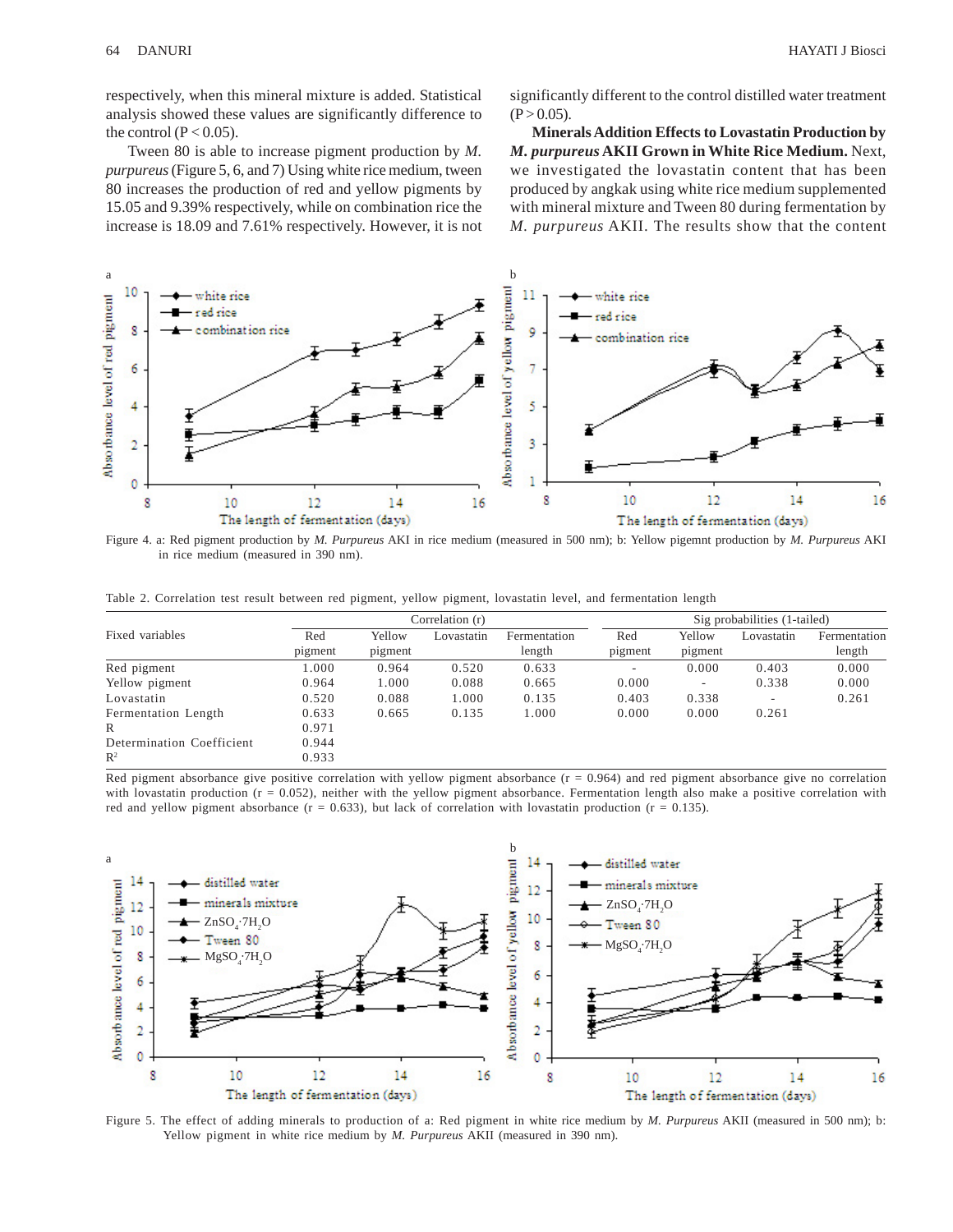respectively, when this mineral mixture is added. Statistical analysis showed these values are significantly difference to the control ($P < 0.05$).

Tween 80 is able to increase pigment production by *M. purpureus* (Figure 5, 6, and 7) Using white rice medium, tween 80 increases the production of red and yellow pigments by 15.05 and 9.39% respectively, while on combination rice the increase is 18.09 and 7.61% respectively. However, it is not significantly different to the control distilled water treatment ($P > 0.05$).

**Minerals Addition Effects to Lovastatin Production by *M. purpureus* AKII Grown in White Rice Medium.** Next, we investigated the lovastatin content that has been produced by angkak using white rice medium supplemented with mineral mixture and Tween 80 during fermentation by *M. purpureus* AKII. The results show that the content

a

Absorbance level of red pigment

white rice
red rice
combination rice

0
2
4
6
8
10

8
10
12
14
16

The length of fermentation (days)

b

Absorbance level of yellow pigment

white rice
red rice
combination rice

1
3
5
7
9
11

8
10
12
14
16

The length of fermentation (days)

Figure 4. a: Red pigment production by *M. Purpureus* AKI in rice medium (measured in 500 nm); b: Yellow pigemnt production by *M. Purpureus* AKI in rice medium (measured in 390 nm).

Table 2. Correlation test result between red pigment, yellow pigment, lovastatin level, and fermentation length

| Fixed variables | Correlation (r) | | | | Sig probabilities (1-tailed) | | | |
|---|---|---|---|---|---|---|---|---|
| | Red pigment | Yellow pigment | Lovastatin | Fermentation length | Red pigment | Yellow pigment | Lovastatin | Fermentation length |
| Red pigment | 1.000 | 0.964 | 0.520 | 0.633 | - | 0.000 | 0.403 | 0.000 |
| Yellow pigment | 0.964 | 1.000 | 0.088 | 0.665 | 0.000 | - | 0.338 | 0.000 |
| Lovastatin | 0.520 | 0.088 | 1.000 | 0.135 | 0.403 | 0.338 | - | 0.261 |
| Fermentation Length | 0.633 | 0.665 | 0.135 | 1.000 | 0.000 | 0.000 | 0.261 | |
| R | 0.971 | | | | | | | |
| Determination Coefficient | 0.944 | | | | | | | |
| $R^2$ | 0.933 | | | | | | | |

Red pigment absorbance give positive correlation with yellow pigment absorbance (r = 0.964) and red pigment absorbance give no correlation with lovastatin production (r = 0.052), neither with the yellow pigment absorbance. Fermentation length also make a positive correlation with red and yellow pigment absorbance (r = 0.633), but lack of correlation with lovastatin production (r = 0.135).

a

Absorbance level of red pigment

distilled water
minerals mixture
$ZnSO_4 \cdot 7H_2O$
Tween 80
$MgSO_4 \cdot 7H_2O$

0
2
4
6
8
10
12
14

8
10
12
14
16

The length of fermentation (days)

b

Absorbance level of yellow pigment

distilled water
minerals mixture
$ZnSO_4 \cdot 7H_2O$
Tween 80
$MgSO_4 \cdot 7H_2O$

0
2
4
6
8
10
12
14

8
10
12
14
16

The length of fermentation (days)

Figure 5. The effect of adding minerals to production of a: Red pigment in white rice medium by *M. Purpureus* AKII (measured in 500 nm); b: Yellow pigment in white rice medium by *M. Purpureus* AKII (measured in 390 nm).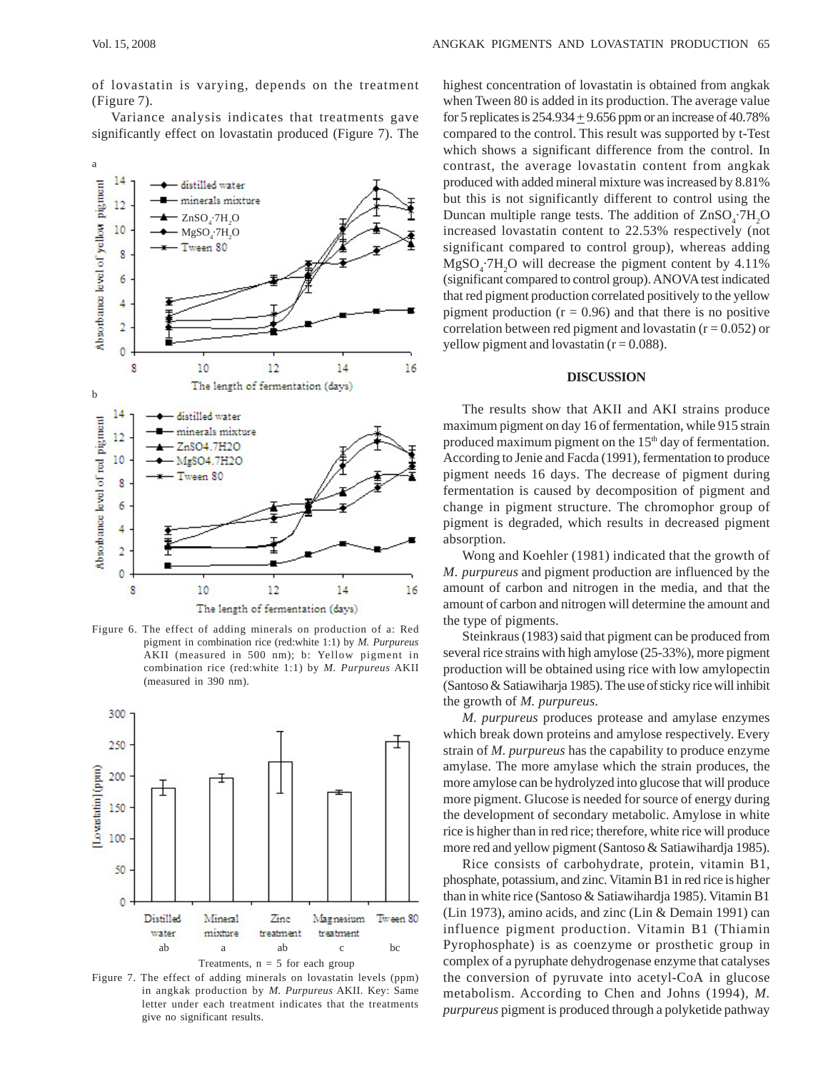of lovastatin is varying, depends on the treatment (Figure 7).

Variance analysis indicates that treatments gave significantly effect on lovastatin produced (Figure 7). The highest concentration of lovastatin is obtained from angkak when Tween 80 is added in its production. The average value for 5 replicates is 254.934 $\pm$ 9.656 ppm or an increase of 40.78% compared to the control. This result was supported by t-Test which shows a significant difference from the control. In contrast, the average lovastatin content from angkak produced with added mineral mixture was increased by 8.81% but this is not significantly different to control using the Duncan multiple range tests. The addition of $ZnSO_4{\cdot}7H_2O$ increased lovastatin content to 22.53% respectively (not significant compared to control group), whereas adding $MgSO_4{\cdot}7H_2O$ will decrease the pigment content by 4.11% (significant compared to control group). ANOVA test indicated that red pigment production correlated positively to the yellow pigment production (r = 0.96) and that there is no positive correlation between red pigment and lovastatin (r = 0.052) or yellow pigment and lovastatin (r = 0.088).

a

distilled water
minerals mixture
$ZnSO_4{\cdot}7H_2O$
$MgSO_4{\cdot}7H_2O$
Tween 80

Absorbance level of yellow pigment

0 2 4 6 8 10 12 14

8 10 12 14 16

The length of fermentation (days)

b

distilled water
minerals mixture
ZnSO4.7H2O
MgSO4.7H2O
Tween 80

Absorbance level of red pigment

0 2 4 6 8 10 12 14

8 10 12 14 16

The length of fermentation (days)

Figure 6. The effect of adding minerals on production of a: Red pigment in combination rice (red:white 1:1) by *M. Purpureus* AKII (measured in 500 nm); b: Yellow pigment in combination rice (red:white 1:1) by *M. Purpureus* AKII (measured in 390 nm).

[Lovastatin] (ppm)

0 50 100 150 200 250 300

Distilled water — ab
Mineral mixture — a
Zinc treatment — ab
Magnesium treatment — c
Tween 80 — bc

Treatments, n = 5 for each group

Figure 7. The effect of adding minerals on lovastatin levels (ppm) in angkak production by *M. Purpureus* AKII. Key: Same letter under each treatment indicates that the treatments give no significant results.

## DISCUSSION

The results show that AKII and AKI strains produce maximum pigment on day 16 of fermentation, while 915 strain produced maximum pigment on the 15th day of fermentation. According to Jenie and Facda (1991), fermentation to produce pigment needs 16 days. The decrease of pigment during fermentation is caused by decomposition of pigment and change in pigment structure. The chromophor group of pigment is degraded, which results in decreased pigment absorption.

Wong and Koehler (1981) indicated that the growth of *M. purpureus* and pigment production are influenced by the amount of carbon and nitrogen in the media, and that the amount of carbon and nitrogen will determine the amount and the type of pigments.

Steinkraus (1983) said that pigment can be produced from several rice strains with high amylose (25-33%), more pigment production will be obtained using rice with low amylopectin (Santoso & Satiawiharja 1985). The use of sticky rice will inhibit the growth of *M. purpureus*.

*M. purpureus* produces protease and amylase enzymes which break down proteins and amylose respectively. Every strain of *M. purpureus* has the capability to produce enzyme amylase. The more amylase which the strain produces, the more amylose can be hydrolyzed into glucose that will produce more pigment. Glucose is needed for source of energy during the development of secondary metabolic. Amylose in white rice is higher than in red rice; therefore, white rice will produce more red and yellow pigment (Santoso & Satiawihardja 1985).

Rice consists of carbohydrate, protein, vitamin B1, phosphate, potassium, and zinc. Vitamin B1 in red rice is higher than in white rice (Santoso & Satiawihardja 1985). Vitamin B1 (Lin 1973), amino acids, and zinc (Lin & Demain 1991) can influence pigment production. Vitamin B1 (Thiamin Pyrophosphate) is as coenzyme or prosthetic group in complex of a pyruphate dehydrogenase enzyme that catalyses the conversion of pyruvate into acetyl-CoA in glucose metabolism. According to Chen and Johns (1994), *M. purpureus* pigment is produced through a polyketide pathway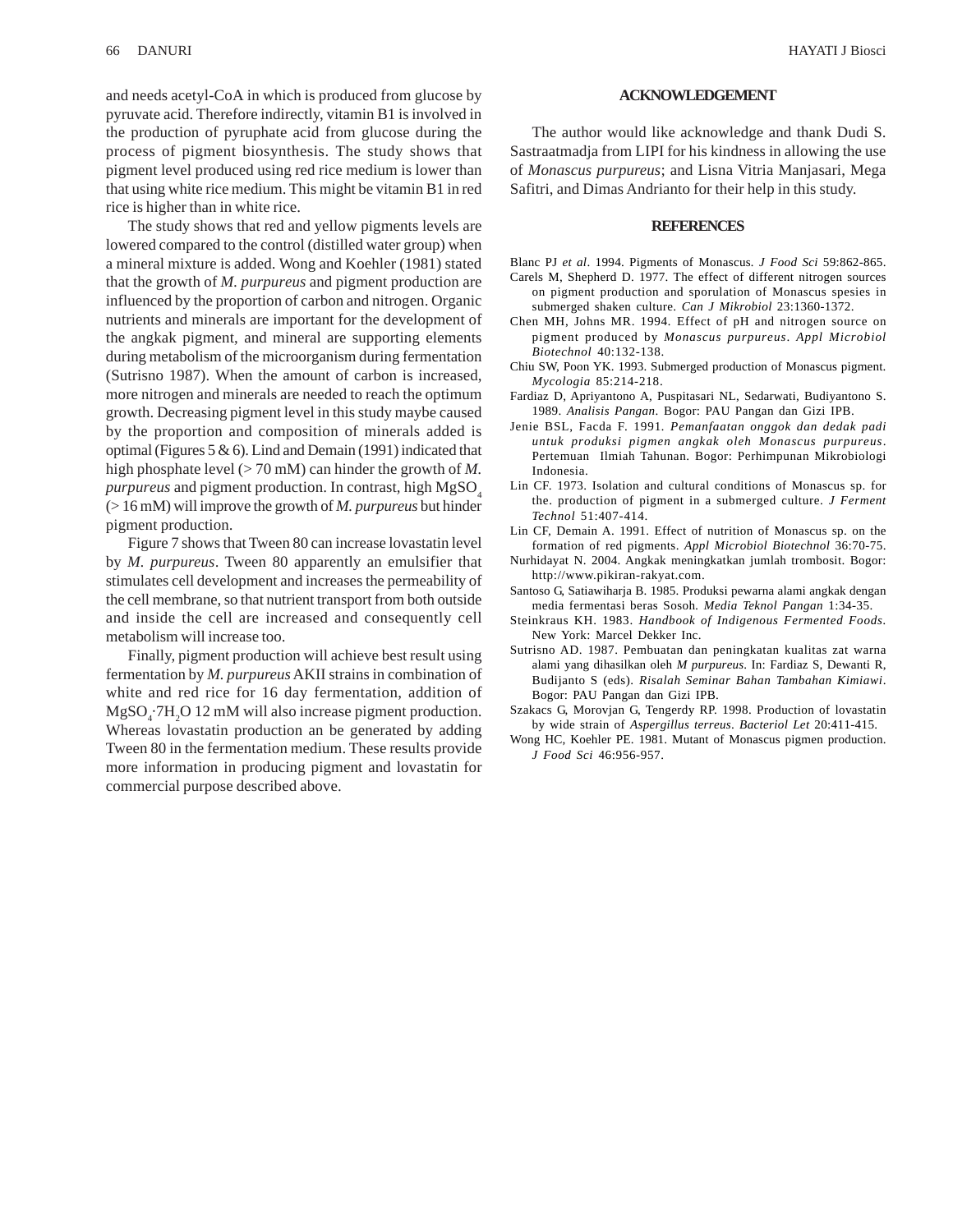and needs acetyl-CoA in which is produced from glucose by pyruvate acid. Therefore indirectly, vitamin B1 is involved in the production of pyruphate acid from glucose during the process of pigment biosynthesis. The study shows that pigment level produced using red rice medium is lower than that using white rice medium. This might be vitamin B1 in red rice is higher than in white rice.

The study shows that red and yellow pigments levels are lowered compared to the control (distilled water group) when a mineral mixture is added. Wong and Koehler (1981) stated that the growth of *M. purpureus* and pigment production are influenced by the proportion of carbon and nitrogen. Organic nutrients and minerals are important for the development of the angkak pigment, and mineral are supporting elements during metabolism of the microorganism during fermentation (Sutrisno 1987). When the amount of carbon is increased, more nitrogen and minerals are needed to reach the optimum growth. Decreasing pigment level in this study maybe caused by the proportion and composition of minerals added is optimal (Figures 5 & 6). Lind and Demain (1991) indicated that high phosphate level (> 70 mM) can hinder the growth of *M. purpureus* and pigment production. In contrast, high $MgSO_4$ (> 16 mM) will improve the growth of *M. purpureus* but hinder pigment production.

Figure 7 shows that Tween 80 can increase lovastatin level by *M. purpureus*. Tween 80 apparently an emulsifier that stimulates cell development and increases the permeability of the cell membrane, so that nutrient transport from both outside and inside the cell are increased and consequently cell metabolism will increase too.

Finally, pigment production will achieve best result using fermentation by *M. purpureus* AKII strains in combination of white and red rice for 16 day fermentation, addition of $MgSO_4 \cdot 7H_2O$ 12 mM will also increase pigment production. Whereas lovastatin production an be generated by adding Tween 80 in the fermentation medium. These results provide more information in producing pigment and lovastatin for commercial purpose described above.

## ACKNOWLEDGEMENT

The author would like acknowledge and thank Dudi S. Sastraatmadja from LIPI for his kindness in allowing the use of *Monascus purpureus*; and Lisna Vitria Manjasari, Mega Safitri, and Dimas Andrianto for their help in this study.

## REFERENCES

Blanc PJ *et al*. 1994. Pigments of Monascus. *J Food Sci* 59:862-865.

Carels M, Shepherd D. 1977. The effect of different nitrogen sources on pigment production and sporulation of Monascus spesies in submerged shaken culture. *Can J Mikrobiol* 23:1360-1372.

Chen MH, Johns MR. 1994. Effect of pH and nitrogen source on pigment produced by *Monascus purpureus*. *Appl Microbiol Biotechnol* 40:132-138.

Chiu SW, Poon YK. 1993. Submerged production of Monascus pigment. *Mycologia* 85:214-218.

Fardiaz D, Apriyantono A, Puspitasari NL, Sedarwati, Budiyantono S. 1989. *Analisis Pangan*. Bogor: PAU Pangan and Gizi IPB.

Jenie BSL, Facda F. 1991. *Pemanfaatan onggok dan dedak padi untuk produksi pigmen angkak oleh Monascus purpureus*. Pertemuan Ilmiah Tahunan. Bogor: Perhimpunan Mikrobiologi Indonesia.

Lin CF. 1973. Isolation and cultural conditions of Monascus sp. for the. production of pigment in a submerged culture. *J Ferment Technol* 51:407-414.

Lin CF, Demain A. 1991. Effect of nutrition of Monascus sp. on the formation of red pigments. *Appl Microbiol Biotechnol* 36:70-75.

Nurhidayat N. 2004. Angkak meningkatkan jumlah trombosit. Bogor: http://www.pikiran-rakyat.com.

Santoso G, Satiawiharja B. 1985. Produksi pewarna alami angkak dengan media fermentasi beras Sosoh. *Media Teknol Pangan* 1:34-35.

Steinkraus KH. 1983. *Handbook of Indigenous Fermented Foods*. New York: Marcel Dekker Inc.

Sutrisno AD. 1987. Pembuatan dan peningkatan kualitas zat warna alami yang dihasilkan oleh *M purpureus*. In: Fardiaz S, Dewanti R, Budijanto S (eds). *Risalah Seminar Bahan Tambahan Kimiawi*. Bogor: PAU Pangan dan Gizi IPB.

Szakacs G, Morovjan G, Tengerdy RP. 1998. Production of lovastatin by wide strain of *Aspergillus terreus*. *Bacteriol Let* 20:411-415.

Wong HC, Koehler PE. 1981. Mutant of Monascus pigmen production. *J Food Sci* 46:956-957.